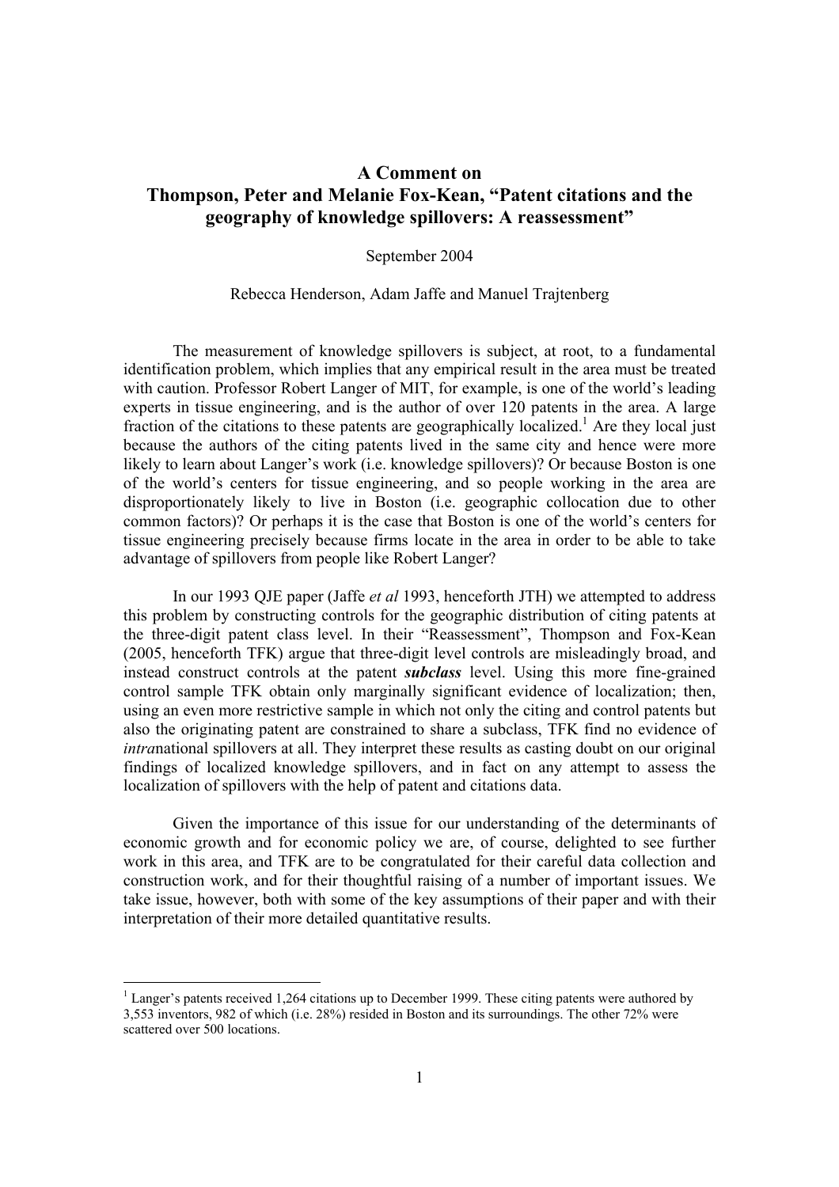# A Comment on
# Thompson, Peter and Melanie Fox-Kean, "Patent citations and the geography of knowledge spillovers: A reassessment"

September 2004

Rebecca Henderson, Adam Jaffe and Manuel Trajtenberg

The measurement of knowledge spillovers is subject, at root, to a fundamental identification problem, which implies that any empirical result in the area must be treated with caution. Professor Robert Langer of MIT, for example, is one of the world's leading experts in tissue engineering, and is the author of over 120 patents in the area. A large fraction of the citations to these patents are geographically localized.[1] Are they local just because the authors of the citing patents lived in the same city and hence were more likely to learn about Langer's work (i.e. knowledge spillovers)? Or because Boston is one of the world's centers for tissue engineering, and so people working in the area are disproportionately likely to live in Boston (i.e. geographic collocation due to other common factors)? Or perhaps it is the case that Boston is one of the world's centers for tissue engineering precisely because firms locate in the area in order to be able to take advantage of spillovers from people like Robert Langer?

In our 1993 QJE paper (Jaffe *et al* 1993, henceforth JTH) we attempted to address this problem by constructing controls for the geographic distribution of citing patents at the three-digit patent class level. In their "Reassessment", Thompson and Fox-Kean (2005, henceforth TFK) argue that three-digit level controls are misleadingly broad, and instead construct controls at the patent ***subclass*** level. Using this more fine-grained control sample TFK obtain only marginally significant evidence of localization; then, using an even more restrictive sample in which not only the citing and control patents but also the originating patent are constrained to share a subclass, TFK find no evidence of *intra*national spillovers at all. They interpret these results as casting doubt on our original findings of localized knowledge spillovers, and in fact on any attempt to assess the localization of spillovers with the help of patent and citations data.

Given the importance of this issue for our understanding of the determinants of economic growth and for economic policy we are, of course, delighted to see further work in this area, and TFK are to be congratulated for their careful data collection and construction work, and for their thoughtful raising of a number of important issues. We take issue, however, both with some of the key assumptions of their paper and with their interpretation of their more detailed quantitative results.

---

[1] Langer's patents received 1,264 citations up to December 1999. These citing patents were authored by 3,553 inventors, 982 of which (i.e. 28%) resided in Boston and its surroundings. The other 72% were scattered over 500 locations.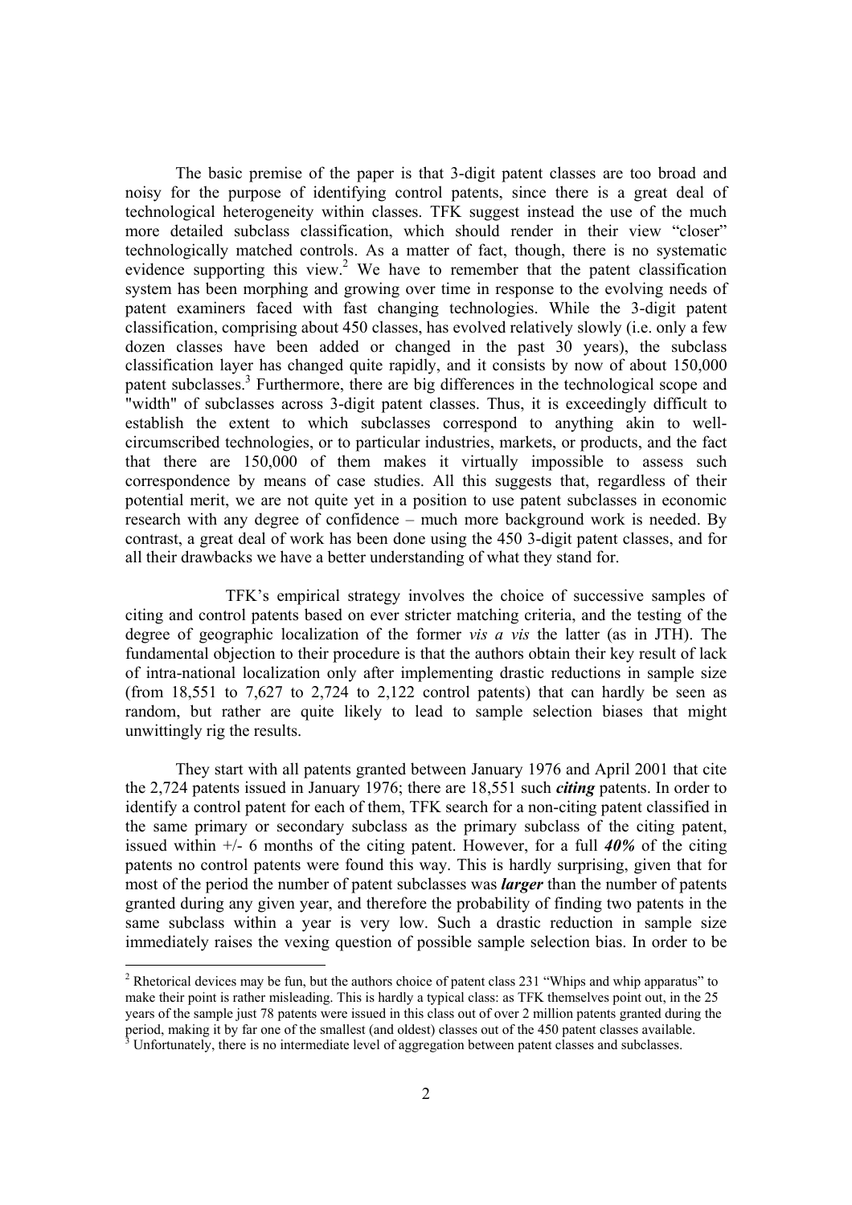The basic premise of the paper is that 3-digit patent classes are too broad and noisy for the purpose of identifying control patents, since there is a great deal of technological heterogeneity within classes. TFK suggest instead the use of the much more detailed subclass classification, which should render in their view "closer" technologically matched controls. As a matter of fact, though, there is no systematic evidence supporting this view.[2] We have to remember that the patent classification system has been morphing and growing over time in response to the evolving needs of patent examiners faced with fast changing technologies. While the 3-digit patent classification, comprising about 450 classes, has evolved relatively slowly (i.e. only a few dozen classes have been added or changed in the past 30 years), the subclass classification layer has changed quite rapidly, and it consists by now of about 150,000 patent subclasses.[3] Furthermore, there are big differences in the technological scope and "width" of subclasses across 3-digit patent classes. Thus, it is exceedingly difficult to establish the extent to which subclasses correspond to anything akin to well-circumscribed technologies, or to particular industries, markets, or products, and the fact that there are 150,000 of them makes it virtually impossible to assess such correspondence by means of case studies. All this suggests that, regardless of their potential merit, we are not quite yet in a position to use patent subclasses in economic research with any degree of confidence – much more background work is needed. By contrast, a great deal of work has been done using the 450 3-digit patent classes, and for all their drawbacks we have a better understanding of what they stand for.

TFK's empirical strategy involves the choice of successive samples of citing and control patents based on ever stricter matching criteria, and the testing of the degree of geographic localization of the former *vis a vis* the latter (as in JTH). The fundamental objection to their procedure is that the authors obtain their key result of lack of intra-national localization only after implementing drastic reductions in sample size (from 18,551 to 7,627 to 2,724 to 2,122 control patents) that can hardly be seen as random, but rather are quite likely to lead to sample selection biases that might unwittingly rig the results.

They start with all patents granted between January 1976 and April 2001 that cite the 2,724 patents issued in January 1976; there are 18,551 such ***citing*** patents. In order to identify a control patent for each of them, TFK search for a non-citing patent classified in the same primary or secondary subclass as the primary subclass of the citing patent, issued within +/- 6 months of the citing patent. However, for a full ***40%*** of the citing patents no control patents were found this way. This is hardly surprising, given that for most of the period the number of patent subclasses was ***larger*** than the number of patents granted during any given year, and therefore the probability of finding two patents in the same subclass within a year is very low. Such a drastic reduction in sample size immediately raises the vexing question of possible sample selection bias. In order to be

---

[2] Rhetorical devices may be fun, but the authors choice of patent class 231 "Whips and whip apparatus" to make their point is rather misleading. This is hardly a typical class: as TFK themselves point out, in the 25 years of the sample just 78 patents were issued in this class out of over 2 million patents granted during the period, making it by far one of the smallest (and oldest) classes out of the 450 patent classes available.

[3] Unfortunately, there is no intermediate level of aggregation between patent classes and subclasses.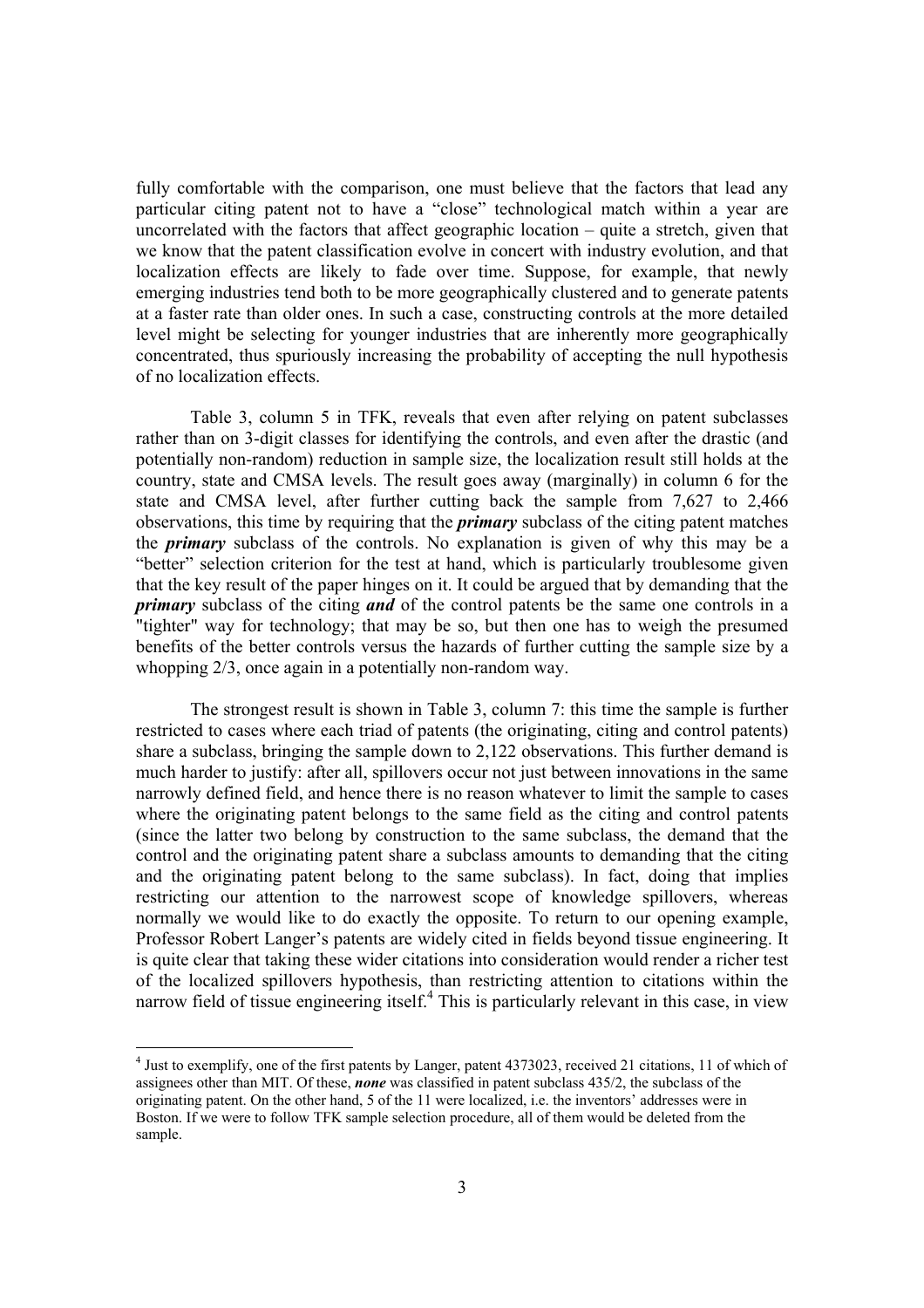fully comfortable with the comparison, one must believe that the factors that lead any particular citing patent not to have a "close" technological match within a year are uncorrelated with the factors that affect geographic location – quite a stretch, given that we know that the patent classification evolve in concert with industry evolution, and that localization effects are likely to fade over time. Suppose, for example, that newly emerging industries tend both to be more geographically clustered and to generate patents at a faster rate than older ones. In such a case, constructing controls at the more detailed level might be selecting for younger industries that are inherently more geographically concentrated, thus spuriously increasing the probability of accepting the null hypothesis of no localization effects.

Table 3, column 5 in TFK, reveals that even after relying on patent subclasses rather than on 3-digit classes for identifying the controls, and even after the drastic (and potentially non-random) reduction in sample size, the localization result still holds at the country, state and CMSA levels. The result goes away (marginally) in column 6 for the state and CMSA level, after further cutting back the sample from 7,627 to 2,466 observations, this time by requiring that the ***primary*** subclass of the citing patent matches the ***primary*** subclass of the controls. No explanation is given of why this may be a "better" selection criterion for the test at hand, which is particularly troublesome given that the key result of the paper hinges on it. It could be argued that by demanding that the ***primary*** subclass of the citing ***and*** of the control patents be the same one controls in a "tighter" way for technology; that may be so, but then one has to weigh the presumed benefits of the better controls versus the hazards of further cutting the sample size by a whopping 2/3, once again in a potentially non-random way.

The strongest result is shown in Table 3, column 7: this time the sample is further restricted to cases where each triad of patents (the originating, citing and control patents) share a subclass, bringing the sample down to 2,122 observations. This further demand is much harder to justify: after all, spillovers occur not just between innovations in the same narrowly defined field, and hence there is no reason whatever to limit the sample to cases where the originating patent belongs to the same field as the citing and control patents (since the latter two belong by construction to the same subclass, the demand that the control and the originating patent share a subclass amounts to demanding that the citing and the originating patent belong to the same subclass). In fact, doing that implies restricting our attention to the narrowest scope of knowledge spillovers, whereas normally we would like to do exactly the opposite. To return to our opening example, Professor Robert Langer's patents are widely cited in fields beyond tissue engineering. It is quite clear that taking these wider citations into consideration would render a richer test of the localized spillovers hypothesis, than restricting attention to citations within the narrow field of tissue engineering itself.[4] This is particularly relevant in this case, in view

---

[4] Just to exemplify, one of the first patents by Langer, patent 4373023, received 21 citations, 11 of which of assignees other than MIT. Of these, ***none*** was classified in patent subclass 435/2, the subclass of the originating patent. On the other hand, 5 of the 11 were localized, i.e. the inventors' addresses were in Boston. If we were to follow TFK sample selection procedure, all of them would be deleted from the sample.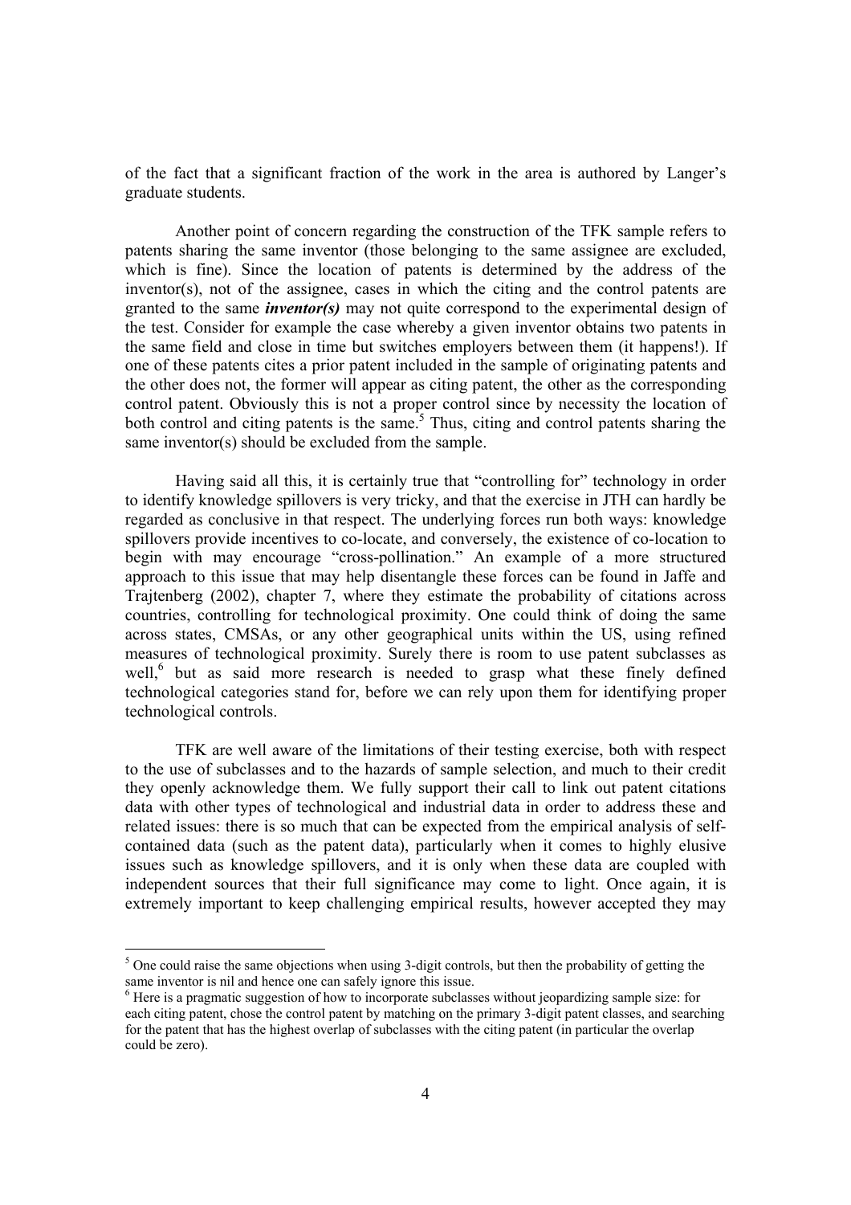of the fact that a significant fraction of the work in the area is authored by Langer's graduate students.

Another point of concern regarding the construction of the TFK sample refers to patents sharing the same inventor (those belonging to the same assignee are excluded, which is fine). Since the location of patents is determined by the address of the inventor(s), not of the assignee, cases in which the citing and the control patents are granted to the same ***inventor(s)*** may not quite correspond to the experimental design of the test. Consider for example the case whereby a given inventor obtains two patents in the same field and close in time but switches employers between them (it happens!). If one of these patents cites a prior patent included in the sample of originating patents and the other does not, the former will appear as citing patent, the other as the corresponding control patent. Obviously this is not a proper control since by necessity the location of both control and citing patents is the same.[5] Thus, citing and control patents sharing the same inventor(s) should be excluded from the sample.

Having said all this, it is certainly true that "controlling for" technology in order to identify knowledge spillovers is very tricky, and that the exercise in JTH can hardly be regarded as conclusive in that respect. The underlying forces run both ways: knowledge spillovers provide incentives to co-locate, and conversely, the existence of co-location to begin with may encourage "cross-pollination." An example of a more structured approach to this issue that may help disentangle these forces can be found in Jaffe and Trajtenberg (2002), chapter 7, where they estimate the probability of citations across countries, controlling for technological proximity. One could think of doing the same across states, CMSAs, or any other geographical units within the US, using refined measures of technological proximity. Surely there is room to use patent subclasses as well,[6] but as said more research is needed to grasp what these finely defined technological categories stand for, before we can rely upon them for identifying proper technological controls.

TFK are well aware of the limitations of their testing exercise, both with respect to the use of subclasses and to the hazards of sample selection, and much to their credit they openly acknowledge them. We fully support their call to link out patent citations data with other types of technological and industrial data in order to address these and related issues: there is so much that can be expected from the empirical analysis of self-contained data (such as the patent data), particularly when it comes to highly elusive issues such as knowledge spillovers, and it is only when these data are coupled with independent sources that their full significance may come to light. Once again, it is extremely important to keep challenging empirical results, however accepted they may

---

[5] One could raise the same objections when using 3-digit controls, but then the probability of getting the same inventor is nil and hence one can safely ignore this issue.

[6] Here is a pragmatic suggestion of how to incorporate subclasses without jeopardizing sample size: for each citing patent, chose the control patent by matching on the primary 3-digit patent classes, and searching for the patent that has the highest overlap of subclasses with the citing patent (in particular the overlap could be zero).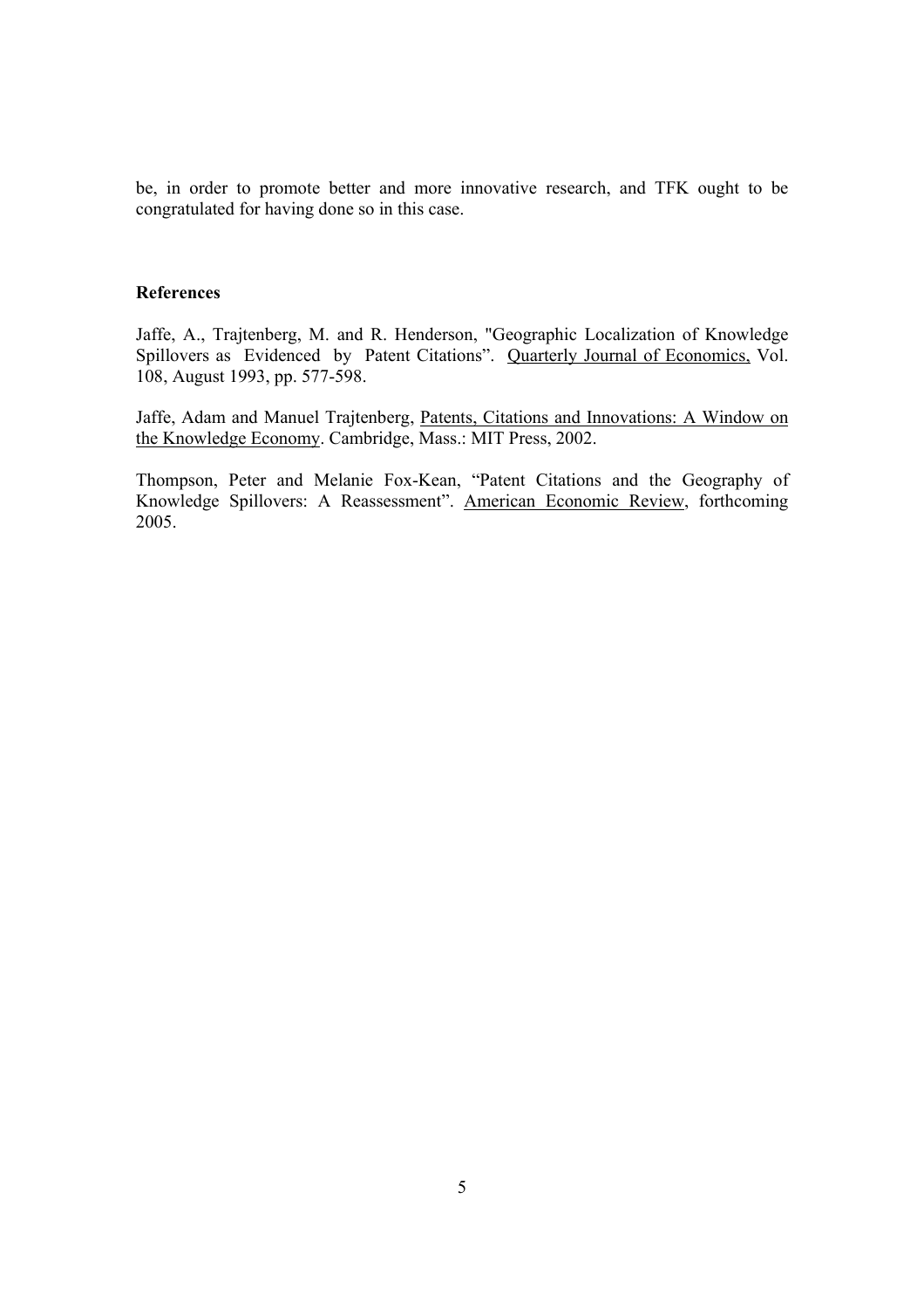be, in order to promote better and more innovative research, and TFK ought to be congratulated for having done so in this case.

**References**

Jaffe, A., Trajtenberg, M. and R. Henderson, "Geographic Localization of Knowledge Spillovers as Evidenced by Patent Citations". Quarterly Journal of Economics, Vol. 108, August 1993, pp. 577-598.

Jaffe, Adam and Manuel Trajtenberg, Patents, Citations and Innovations: A Window on the Knowledge Economy. Cambridge, Mass.: MIT Press, 2002.

Thompson, Peter and Melanie Fox-Kean, "Patent Citations and the Geography of Knowledge Spillovers: A Reassessment". American Economic Review, forthcoming 2005.